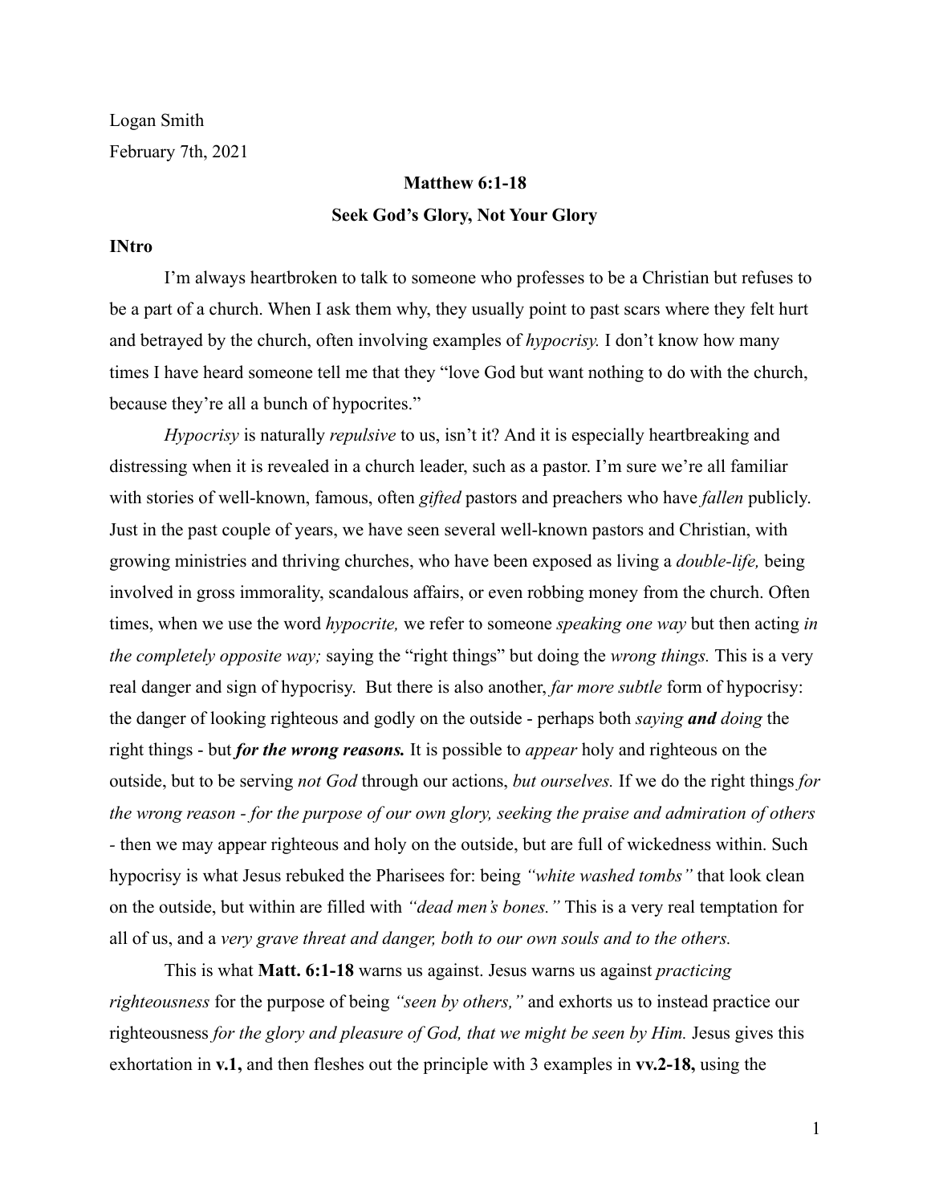Logan Smith
February 7th, 2021

**Matthew 6:1-18**

**Seek God's Glory, Not Your Glory**

**INtro**

I'm always heartbroken to talk to someone who professes to be a Christian but refuses to be a part of a church. When I ask them why, they usually point to past scars where they felt hurt and betrayed by the church, often involving examples of *hypocrisy.* I don't know how many times I have heard someone tell me that they "love God but want nothing to do with the church, because they're all a bunch of hypocrites."

*Hypocrisy* is naturally *repulsive* to us, isn't it? And it is especially heartbreaking and distressing when it is revealed in a church leader, such as a pastor. I'm sure we're all familiar with stories of well-known, famous, often *gifted* pastors and preachers who have *fallen* publicly. Just in the past couple of years, we have seen several well-known pastors and Christian, with growing ministries and thriving churches, who have been exposed as living a *double-life,* being involved in gross immorality, scandalous affairs, or even robbing money from the church. Often times, when we use the word *hypocrite,* we refer to someone *speaking one way* but then acting *in the completely opposite way;* saying the "right things" but doing the *wrong things.* This is a very real danger and sign of hypocrisy. But there is also another, *far more subtle* form of hypocrisy: the danger of looking righteous and godly on the outside - perhaps both *saying* ***and*** *doing* the right things - but ***for the wrong reasons.*** It is possible to *appear* holy and righteous on the outside, but to be serving *not God* through our actions, *but ourselves.* If we do the right things *for the wrong reason - for the purpose of our own glory, seeking the praise and admiration of others -* then we may appear righteous and holy on the outside, but are full of wickedness within. Such hypocrisy is what Jesus rebuked the Pharisees for: being *"white washed tombs"* that look clean on the outside, but within are filled with *"dead men's bones."* This is a very real temptation for all of us, and a *very grave threat and danger, both to our own souls and to the others.*

This is what **Matt. 6:1-18** warns us against. Jesus warns us against *practicing righteousness* for the purpose of being *"seen by others,"* and exhorts us to instead practice our righteousness *for the glory and pleasure of God, that we might be seen by Him.* Jesus gives this exhortation in **v.1,** and then fleshes out the principle with 3 examples in **vv.2-18,** using the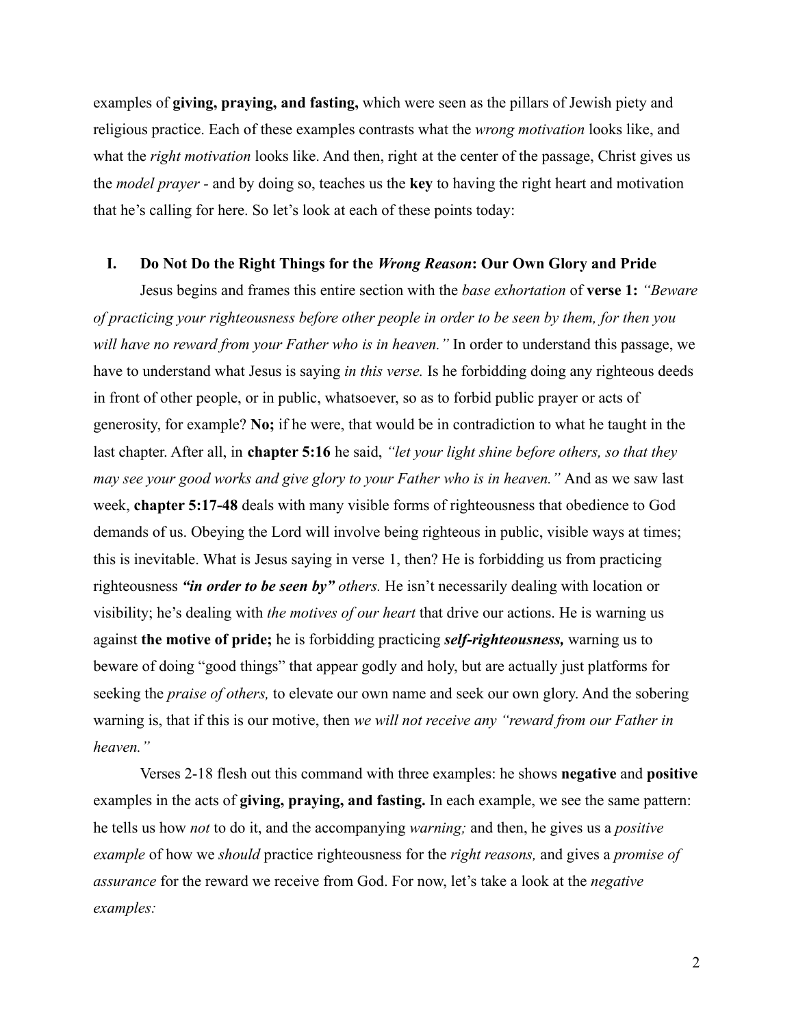examples of **giving, praying, and fasting,** which were seen as the pillars of Jewish piety and religious practice. Each of these examples contrasts what the *wrong motivation* looks like, and what the *right motivation* looks like. And then, right at the center of the passage, Christ gives us the *model prayer* - and by doing so, teaches us the **key** to having the right heart and motivation that he's calling for here. So let's look at each of these points today:

## I. Do Not Do the Right Things for the *Wrong Reason*: Our Own Glory and Pride

Jesus begins and frames this entire section with the *base exhortation* of **verse 1:** *"Beware of practicing your righteousness before other people in order to be seen by them, for then you will have no reward from your Father who is in heaven."* In order to understand this passage, we have to understand what Jesus is saying *in this verse.* Is he forbidding doing any righteous deeds in front of other people, or in public, whatsoever, so as to forbid public prayer or acts of generosity, for example? **No;** if he were, that would be in contradiction to what he taught in the last chapter. After all, in **chapter 5:16** he said, *"let your light shine before others, so that they may see your good works and give glory to your Father who is in heaven."* And as we saw last week, **chapter 5:17-48** deals with many visible forms of righteousness that obedience to God demands of us. Obeying the Lord will involve being righteous in public, visible ways at times; this is inevitable. What is Jesus saying in verse 1, then? He is forbidding us from practicing righteousness ***"in order to be seen by"*** *others.* He isn't necessarily dealing with location or visibility; he's dealing with *the motives of our heart* that drive our actions. He is warning us against **the motive of pride;** he is forbidding practicing ***self-righteousness,*** warning us to beware of doing "good things" that appear godly and holy, but are actually just platforms for seeking the *praise of others,* to elevate our own name and seek our own glory. And the sobering warning is, that if this is our motive, then *we will not receive any "reward from our Father in heaven."*

Verses 2-18 flesh out this command with three examples: he shows **negative** and **positive** examples in the acts of **giving, praying, and fasting.** In each example, we see the same pattern: he tells us how *not* to do it, and the accompanying *warning;* and then, he gives us a *positive example* of how we *should* practice righteousness for the *right reasons,* and gives a *promise of assurance* for the reward we receive from God. For now, let's take a look at the *negative examples:*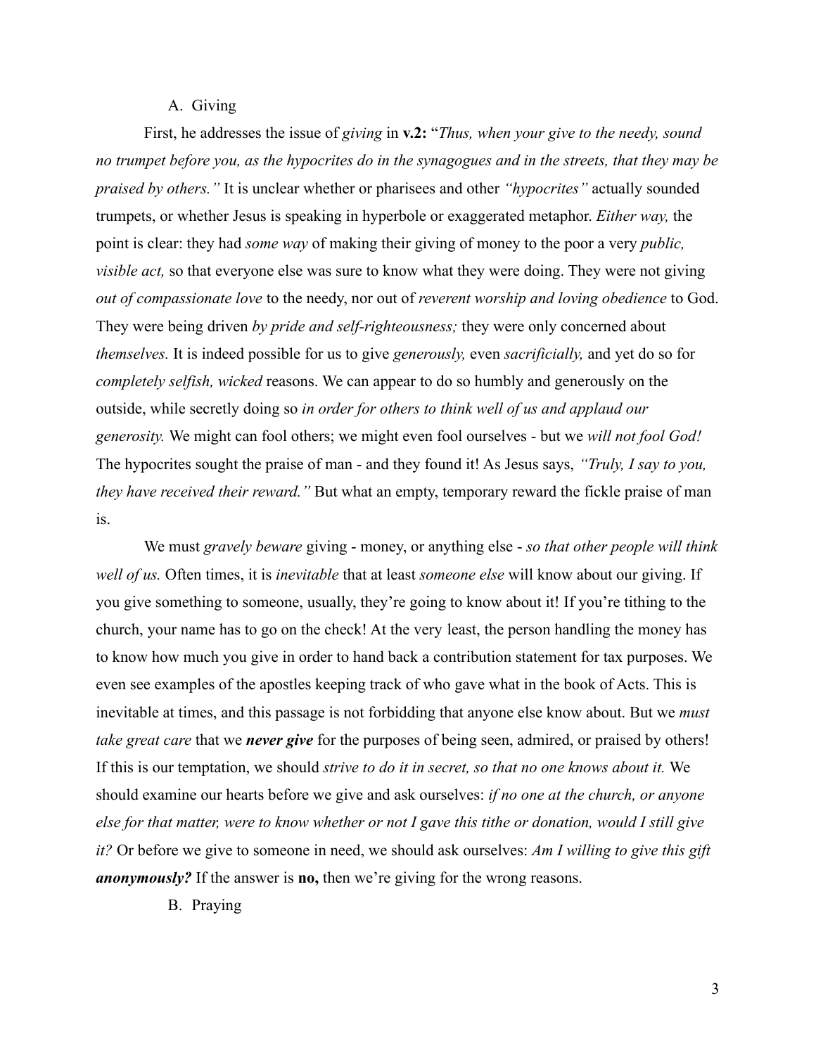A. Giving

First, he addresses the issue of *giving* in **v.2:** "*Thus, when your give to the needy, sound no trumpet before you, as the hypocrites do in the synagogues and in the streets, that they may be praised by others."* It is unclear whether or pharisees and other *"hypocrites"* actually sounded trumpets, or whether Jesus is speaking in hyperbole or exaggerated metaphor. *Either way,* the point is clear: they had *some way* of making their giving of money to the poor a very *public, visible act,* so that everyone else was sure to know what they were doing. They were not giving *out of compassionate love* to the needy, nor out of *reverent worship and loving obedience* to God. They were being driven *by pride and self-righteousness;* they were only concerned about *themselves.* It is indeed possible for us to give *generously,* even *sacrificially,* and yet do so for *completely selfish, wicked* reasons. We can appear to do so humbly and generously on the outside, while secretly doing so *in order for others to think well of us and applaud our generosity.* We might can fool others; we might even fool ourselves - but we *will not fool God!* The hypocrites sought the praise of man - and they found it! As Jesus says, *"Truly, I say to you, they have received their reward."* But what an empty, temporary reward the fickle praise of man is.

We must *gravely beware* giving - money, or anything else - *so that other people will think well of us.* Often times, it is *inevitable* that at least *someone else* will know about our giving. If you give something to someone, usually, they're going to know about it! If you're tithing to the church, your name has to go on the check! At the very least, the person handling the money has to know how much you give in order to hand back a contribution statement for tax purposes. We even see examples of the apostles keeping track of who gave what in the book of Acts. This is inevitable at times, and this passage is not forbidding that anyone else know about. But we *must take great care* that we ***never give*** for the purposes of being seen, admired, or praised by others! If this is our temptation, we should *strive to do it in secret, so that no one knows about it.* We should examine our hearts before we give and ask ourselves: *if no one at the church, or anyone else for that matter, were to know whether or not I gave this tithe or donation, would I still give it?* Or before we give to someone in need, we should ask ourselves: *Am I willing to give this gift **anonymously?*** If the answer is **no,** then we're giving for the wrong reasons.

B. Praying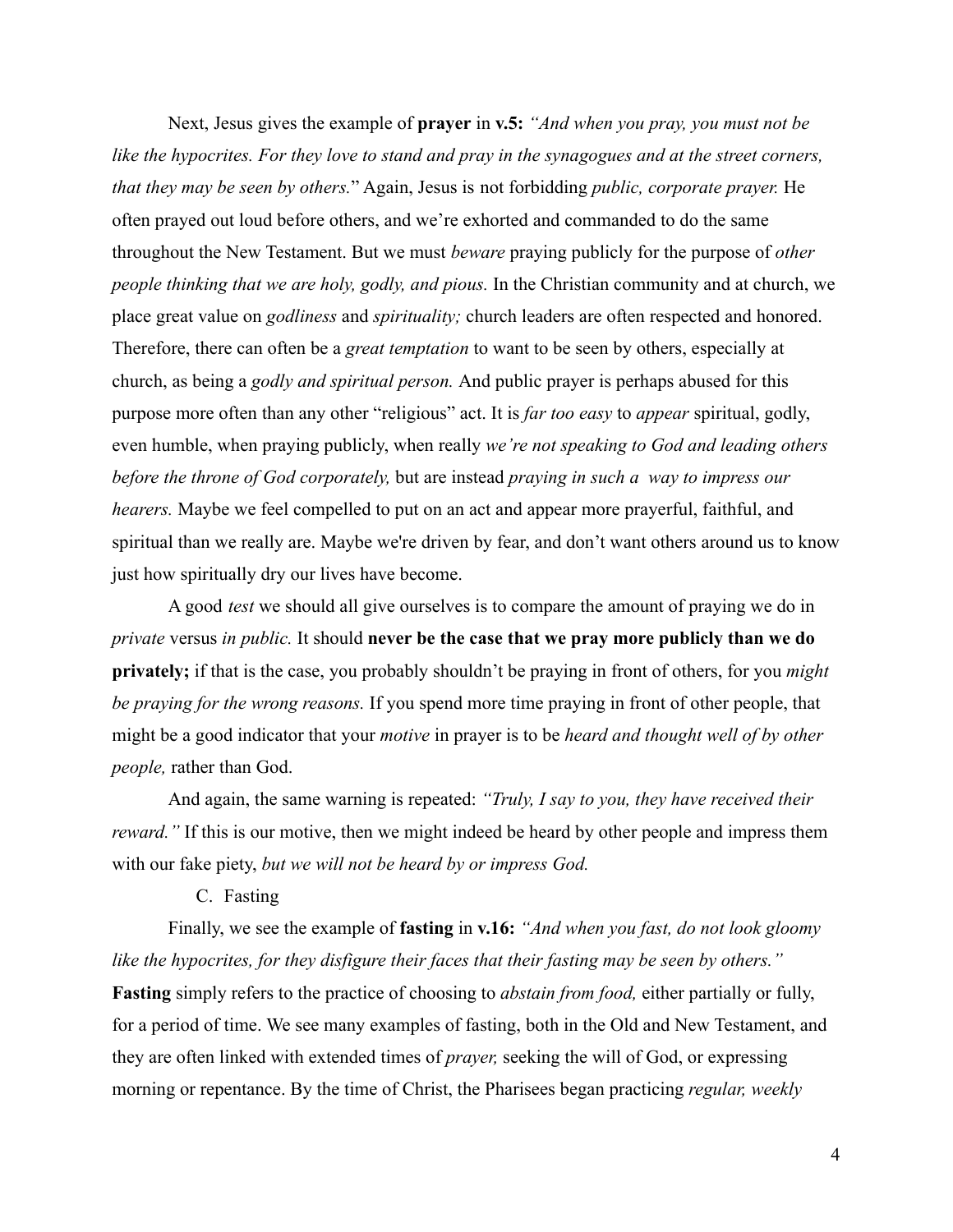Next, Jesus gives the example of **prayer** in **v.5:** *"And when you pray, you must not be like the hypocrites. For they love to stand and pray in the synagogues and at the street corners, that they may be seen by others.*" Again, Jesus is not forbidding *public, corporate prayer.* He often prayed out loud before others, and we're exhorted and commanded to do the same throughout the New Testament. But we must *beware* praying publicly for the purpose of *other people thinking that we are holy, godly, and pious.* In the Christian community and at church, we place great value on *godliness* and *spirituality;* church leaders are often respected and honored. Therefore, there can often be a *great temptation* to want to be seen by others, especially at church, as being a *godly and spiritual person.* And public prayer is perhaps abused for this purpose more often than any other "religious" act. It is *far too easy* to *appear* spiritual, godly, even humble, when praying publicly, when really *we're not speaking to God and leading others before the throne of God corporately,* but are instead *praying in such a way to impress our hearers.* Maybe we feel compelled to put on an act and appear more prayerful, faithful, and spiritual than we really are. Maybe we're driven by fear, and don't want others around us to know just how spiritually dry our lives have become.

A good *test* we should all give ourselves is to compare the amount of praying we do in *private* versus *in public.* It should **never be the case that we pray more publicly than we do privately;** if that is the case, you probably shouldn't be praying in front of others, for you *might be praying for the wrong reasons.* If you spend more time praying in front of other people, that might be a good indicator that your *motive* in prayer is to be *heard and thought well of by other people,* rather than God.

And again, the same warning is repeated: *"Truly, I say to you, they have received their reward."* If this is our motive, then we might indeed be heard by other people and impress them with our fake piety, *but we will not be heard by or impress God.*

C. Fasting

Finally, we see the example of **fasting** in **v.16:** *"And when you fast, do not look gloomy like the hypocrites, for they disfigure their faces that their fasting may be seen by others."* **Fasting** simply refers to the practice of choosing to *abstain from food,* either partially or fully, for a period of time. We see many examples of fasting, both in the Old and New Testament, and they are often linked with extended times of *prayer,* seeking the will of God, or expressing morning or repentance. By the time of Christ, the Pharisees began practicing *regular, weekly*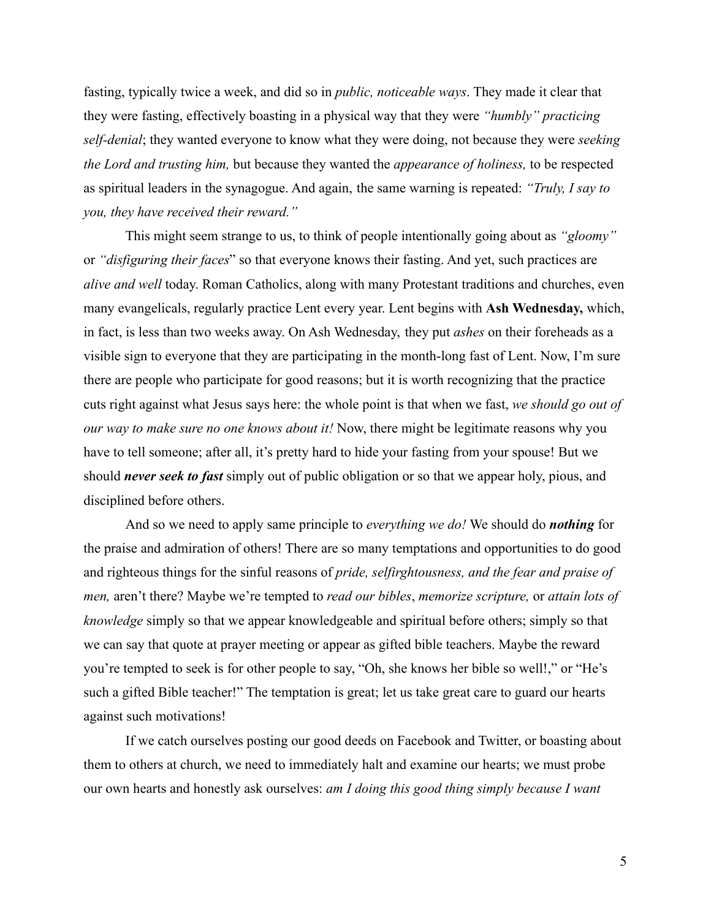fasting, typically twice a week, and did so in *public, noticeable ways*. They made it clear that they were fasting, effectively boasting in a physical way that they were *"humbly" practicing self-denial*; they wanted everyone to know what they were doing, not because they were *seeking the Lord and trusting him,* but because they wanted the *appearance of holiness,* to be respected as spiritual leaders in the synagogue. And again, the same warning is repeated: *"Truly, I say to you, they have received their reward."*

This might seem strange to us, to think of people intentionally going about as *"gloomy"* or *"disfiguring their faces*" so that everyone knows their fasting. And yet, such practices are *alive and well* today. Roman Catholics, along with many Protestant traditions and churches, even many evangelicals, regularly practice Lent every year. Lent begins with **Ash Wednesday,** which, in fact, is less than two weeks away. On Ash Wednesday, they put *ashes* on their foreheads as a visible sign to everyone that they are participating in the month-long fast of Lent. Now, I'm sure there are people who participate for good reasons; but it is worth recognizing that the practice cuts right against what Jesus says here: the whole point is that when we fast, *we should go out of our way to make sure no one knows about it!* Now, there might be legitimate reasons why you have to tell someone; after all, it's pretty hard to hide your fasting from your spouse! But we should ***never seek to fast*** simply out of public obligation or so that we appear holy, pious, and disciplined before others.

And so we need to apply same principle to *everything we do!* We should do ***nothing*** for the praise and admiration of others! There are so many temptations and opportunities to do good and righteous things for the sinful reasons of *pride, selfirghtousness, and the fear and praise of men,* aren't there? Maybe we're tempted to *read our bibles*, *memorize scripture,* or *attain lots of knowledge* simply so that we appear knowledgeable and spiritual before others; simply so that we can say that quote at prayer meeting or appear as gifted bible teachers. Maybe the reward you're tempted to seek is for other people to say, "Oh, she knows her bible so well!," or "He's such a gifted Bible teacher!" The temptation is great; let us take great care to guard our hearts against such motivations!

If we catch ourselves posting our good deeds on Facebook and Twitter, or boasting about them to others at church, we need to immediately halt and examine our hearts; we must probe our own hearts and honestly ask ourselves: *am I doing this good thing simply because I want*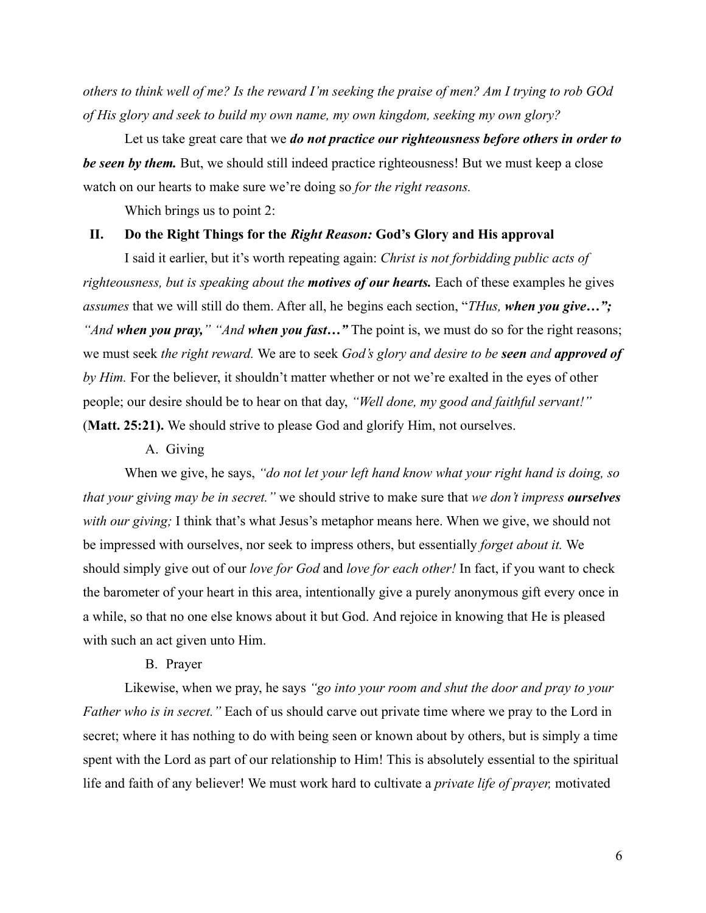*others to think well of me? Is the reward I'm seeking the praise of men? Am I trying to rob GOd of His glory and seek to build my own name, my own kingdom, seeking my own glory?*

Let us take great care that we ***do not practice our righteousness before others in order to be seen by them.*** But, we should still indeed practice righteousness! But we must keep a close watch on our hearts to make sure we're doing so *for the right reasons.*

Which brings us to point 2:

## II. Do the Right Things for the *Right Reason:* God's Glory and His approval

I said it earlier, but it's worth repeating again: *Christ is not forbidding public acts of righteousness, but is speaking about the **motives of our hearts.*** Each of these examples he gives *assumes* that we will still do them. After all, he begins each section, "*THus, **when you give…"; "And when you pray," "And when you fast…"*** The point is, we must do so for the right reasons; we must seek *the right reward.* We are to seek *God's glory and desire to be **seen** and **approved of** by Him.* For the believer, it shouldn't matter whether or not we're exalted in the eyes of other people; our desire should be to hear on that day, *"Well done, my good and faithful servant!"* (**Matt. 25:21).** We should strive to please God and glorify Him, not ourselves.

### A. Giving

When we give, he says, *"do not let your left hand know what your right hand is doing, so that your giving may be in secret."* we should strive to make sure that *we don't impress **ourselves** with our giving;* I think that's what Jesus's metaphor means here. When we give, we should not be impressed with ourselves, nor seek to impress others, but essentially *forget about it.* We should simply give out of our *love for God* and *love for each other!* In fact, if you want to check the barometer of your heart in this area, intentionally give a purely anonymous gift every once in a while, so that no one else knows about it but God. And rejoice in knowing that He is pleased with such an act given unto Him.

### B. Prayer

Likewise, when we pray, he says *"go into your room and shut the door and pray to your Father who is in secret."* Each of us should carve out private time where we pray to the Lord in secret; where it has nothing to do with being seen or known about by others, but is simply a time spent with the Lord as part of our relationship to Him! This is absolutely essential to the spiritual life and faith of any believer! We must work hard to cultivate a *private life of prayer,* motivated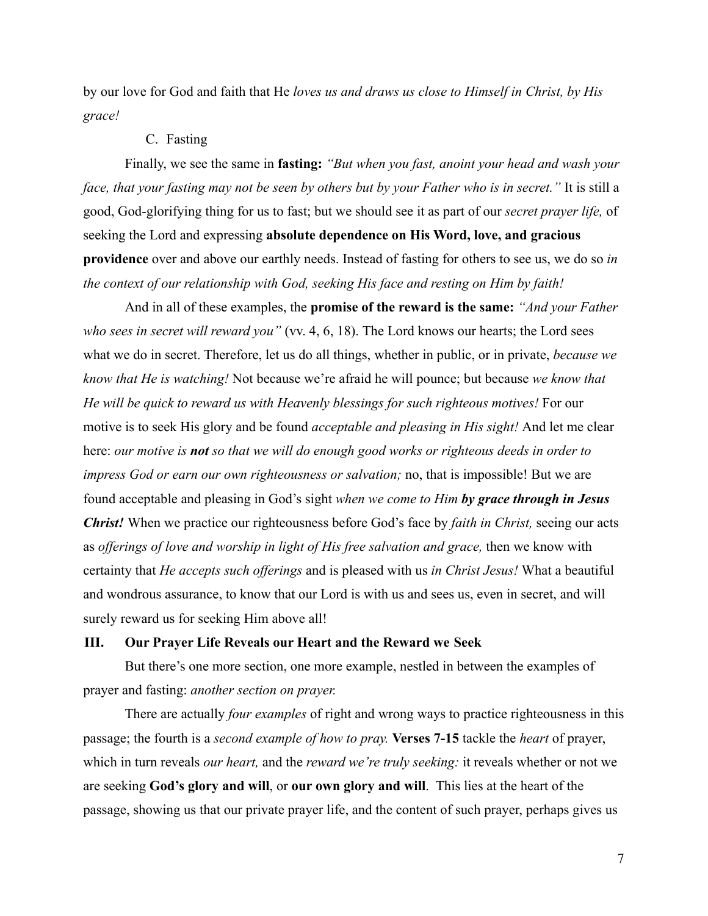by our love for God and faith that He *loves us and draws us close to Himself in Christ, by His grace!*

### C. Fasting

Finally, we see the same in **fasting:** *"But when you fast, anoint your head and wash your face, that your fasting may not be seen by others but by your Father who is in secret."* It is still a good, God-glorifying thing for us to fast; but we should see it as part of our *secret prayer life,* of seeking the Lord and expressing **absolute dependence on His Word, love, and gracious providence** over and above our earthly needs. Instead of fasting for others to see us, we do so *in the context of our relationship with God, seeking His face and resting on Him by faith!*

And in all of these examples, the **promise of the reward is the same:** *"And your Father who sees in secret will reward you"* (vv. 4, 6, 18). The Lord knows our hearts; the Lord sees what we do in secret. Therefore, let us do all things, whether in public, or in private, *because we know that He is watching!* Not because we're afraid he will pounce; but because *we know that He will be quick to reward us with Heavenly blessings for such righteous motives!* For our motive is to seek His glory and be found *acceptable and pleasing in His sight!* And let me clear here: *our motive is* ***not*** *so that we will do enough good works or righteous deeds in order to impress God or earn our own righteousness or salvation;* no, that is impossible! But we are found acceptable and pleasing in God's sight *when we come to Him* ***by grace through in Jesus Christ!*** When we practice our righteousness before God's face by *faith in Christ,* seeing our acts as *offerings of love and worship in light of His free salvation and grace,* then we know with certainty that *He accepts such offerings* and is pleased with us *in Christ Jesus!* What a beautiful and wondrous assurance, to know that our Lord is with us and sees us, even in secret, and will surely reward us for seeking Him above all!

## III. Our Prayer Life Reveals our Heart and the Reward we Seek

But there's one more section, one more example, nestled in between the examples of prayer and fasting: *another section on prayer.*

There are actually *four examples* of right and wrong ways to practice righteousness in this passage; the fourth is a *second example of how to pray.* **Verses 7-15** tackle the *heart* of prayer, which in turn reveals *our heart,* and the *reward we're truly seeking:* it reveals whether or not we are seeking **God's glory and will**, or **our own glory and will**. This lies at the heart of the passage, showing us that our private prayer life, and the content of such prayer, perhaps gives us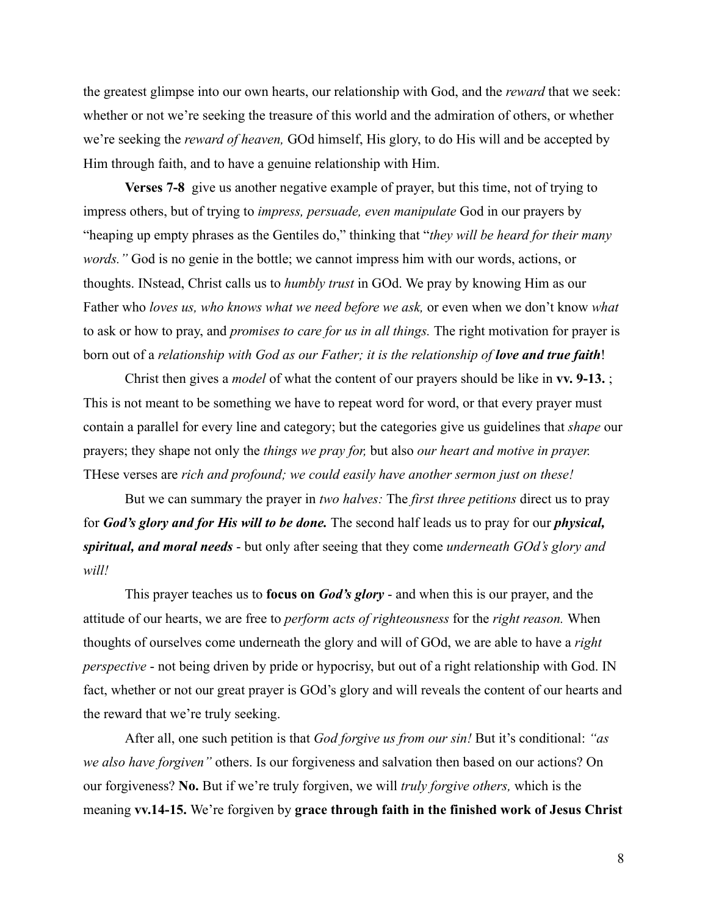the greatest glimpse into our own hearts, our relationship with God, and the *reward* that we seek: whether or not we're seeking the treasure of this world and the admiration of others, or whether we're seeking the *reward of heaven,* GOd himself, His glory, to do His will and be accepted by Him through faith, and to have a genuine relationship with Him.

**Verses 7-8** give us another negative example of prayer, but this time, not of trying to impress others, but of trying to *impress, persuade, even manipulate* God in our prayers by "heaping up empty phrases as the Gentiles do," thinking that "*they will be heard for their many words."* God is no genie in the bottle; we cannot impress him with our words, actions, or thoughts. INstead, Christ calls us to *humbly trust* in GOd. We pray by knowing Him as our Father who *loves us, who knows what we need before we ask,* or even when we don't know *what* to ask or how to pray, and *promises to care for us in all things.* The right motivation for prayer is born out of a *relationship with God as our Father; it is the relationship of **love and true faith***!

Christ then gives a *model* of what the content of our prayers should be like in **vv. 9-13.** ; This is not meant to be something we have to repeat word for word, or that every prayer must contain a parallel for every line and category; but the categories give us guidelines that *shape* our prayers; they shape not only the *things we pray for,* but also *our heart and motive in prayer.* THese verses are *rich and profound; we could easily have another sermon just on these!*

But we can summary the prayer in *two halves:* The *first three petitions* direct us to pray for ***God's glory and for His will to be done.*** The second half leads us to pray for our ***physical, spiritual, and moral needs*** - but only after seeing that they come *underneath GOd's glory and will!*

This prayer teaches us to **focus on *God's glory*** - and when this is our prayer, and the attitude of our hearts, we are free to *perform acts of righteousness* for the *right reason.* When thoughts of ourselves come underneath the glory and will of GOd, we are able to have a *right perspective* - not being driven by pride or hypocrisy, but out of a right relationship with God. IN fact, whether or not our great prayer is GOd's glory and will reveals the content of our hearts and the reward that we're truly seeking.

After all, one such petition is that *God forgive us from our sin!* But it's conditional: *"as we also have forgiven"* others. Is our forgiveness and salvation then based on our actions? On our forgiveness? **No.** But if we're truly forgiven, we will *truly forgive others,* which is the meaning **vv.14-15.** We're forgiven by **grace through faith in the finished work of Jesus Christ**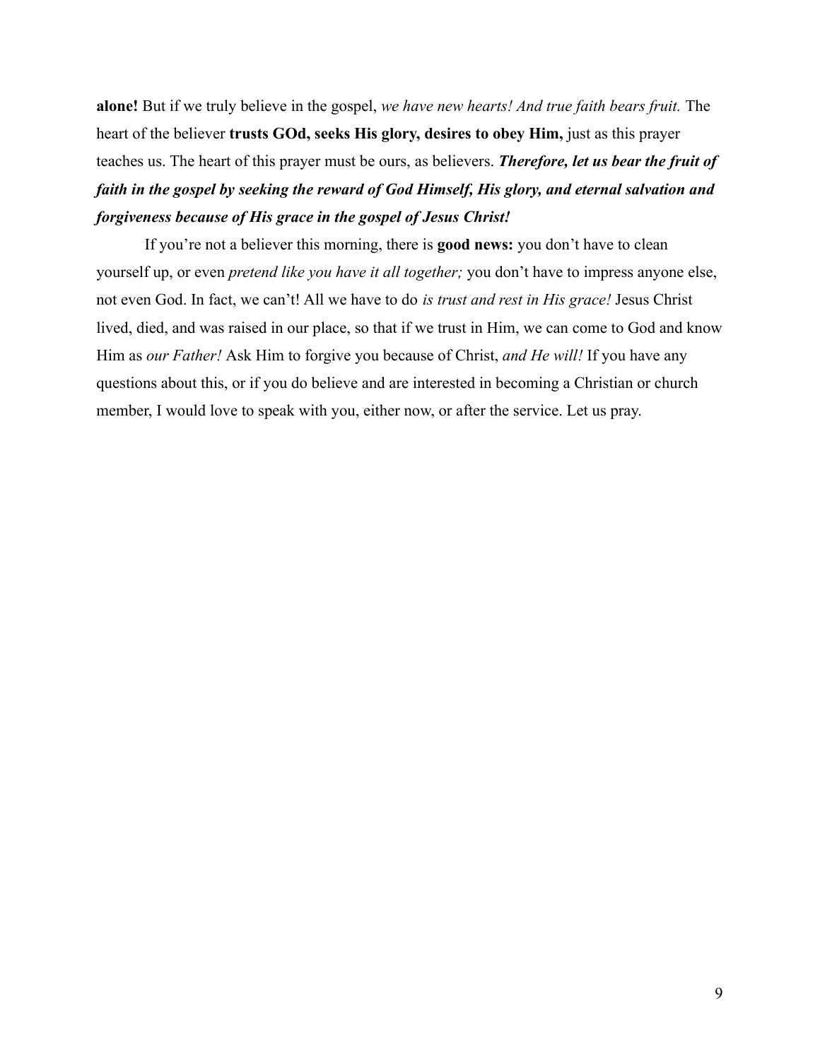**alone!** But if we truly believe in the gospel, *we have new hearts! And true faith bears fruit.* The heart of the believer **trusts GOd, seeks His glory, desires to obey Him,** just as this prayer teaches us. The heart of this prayer must be ours, as believers. ***Therefore, let us bear the fruit of faith in the gospel by seeking the reward of God Himself, His glory, and eternal salvation and forgiveness because of His grace in the gospel of Jesus Christ!***

If you're not a believer this morning, there is **good news:** you don't have to clean yourself up, or even *pretend like you have it all together;* you don't have to impress anyone else, not even God. In fact, we can't! All we have to do *is trust and rest in His grace!* Jesus Christ lived, died, and was raised in our place, so that if we trust in Him, we can come to God and know Him as *our Father!* Ask Him to forgive you because of Christ, *and He will!* If you have any questions about this, or if you do believe and are interested in becoming a Christian or church member, I would love to speak with you, either now, or after the service. Let us pray.